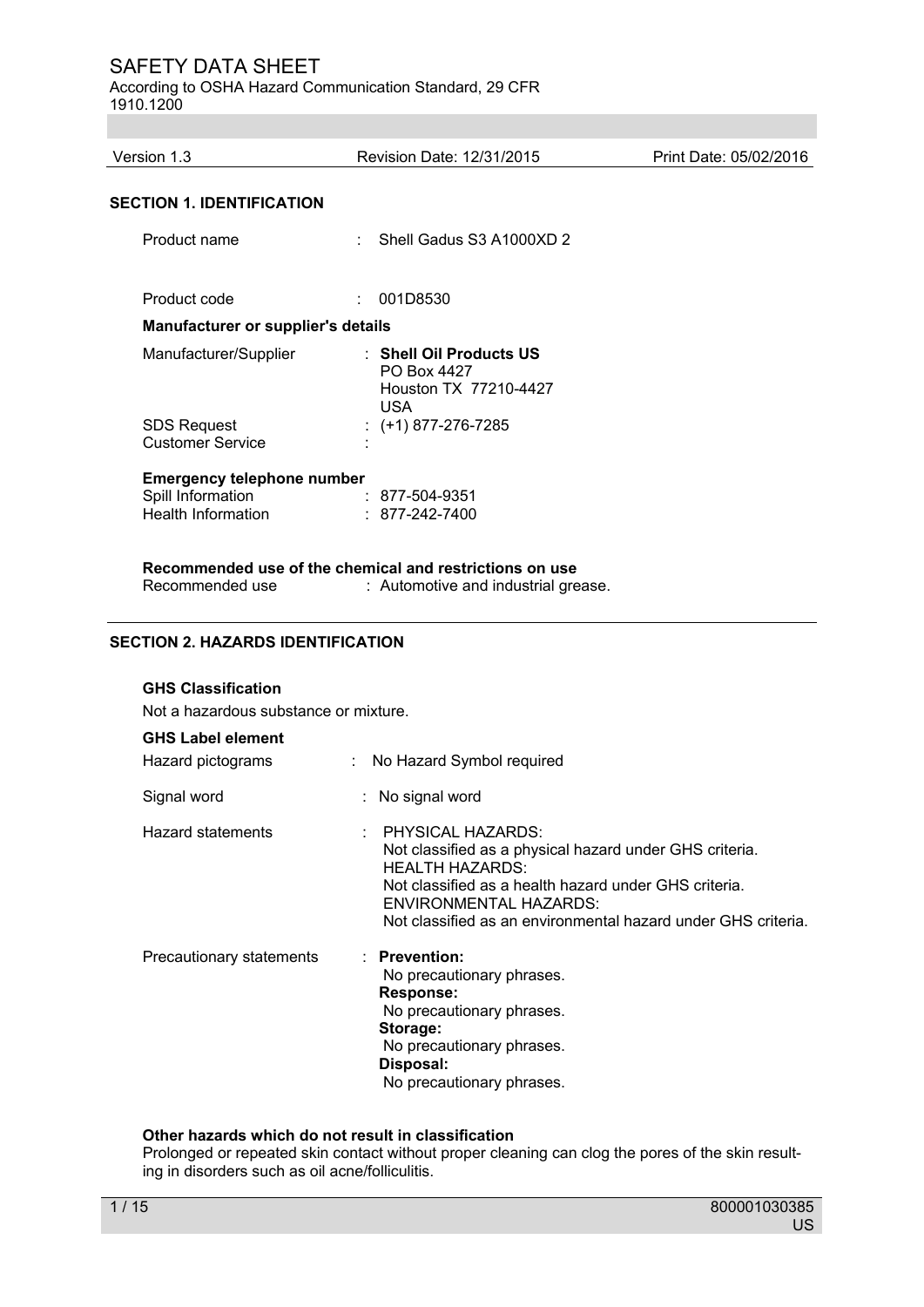# SAFETY DATA SHEET

According to OSHA Hazard Communication Standard, 29 CFR 1910.1200

| Version 1.3 | Revision Date: 12/31/2015 | Print Date: 05/02/2016 |
|---|---|---|

## SECTION 1. IDENTIFICATION

Product name : Shell Gadus S3 A1000XD 2

Product code : 001D8530

### Manufacturer or supplier's details

Manufacturer/Supplier : **Shell Oil Products US**
PO Box 4427
Houston TX 77210-4427
USA

SDS Request : (+1) 877-276-7285
Customer Service :

### Emergency telephone number

Spill Information : 877-504-9351
Health Information : 877-242-7400

### Recommended use of the chemical and restrictions on use

Recommended use : Automotive and industrial grease.

## SECTION 2. HAZARDS IDENTIFICATION

### GHS Classification

Not a hazardous substance or mixture.

### GHS Label element

Hazard pictograms : No Hazard Symbol required

Signal word : No signal word

Hazard statements : PHYSICAL HAZARDS:
Not classified as a physical hazard under GHS criteria.
HEALTH HAZARDS:
Not classified as a health hazard under GHS criteria.
ENVIRONMENTAL HAZARDS:
Not classified as an environmental hazard under GHS criteria.

Precautionary statements : **Prevention:**
No precautionary phrases.
**Response:**
No precautionary phrases.
**Storage:**
No precautionary phrases.
**Disposal:**
No precautionary phrases.

### Other hazards which do not result in classification

Prolonged or repeated skin contact without proper cleaning can clog the pores of the skin resulting in disorders such as oil acne/folliculitis.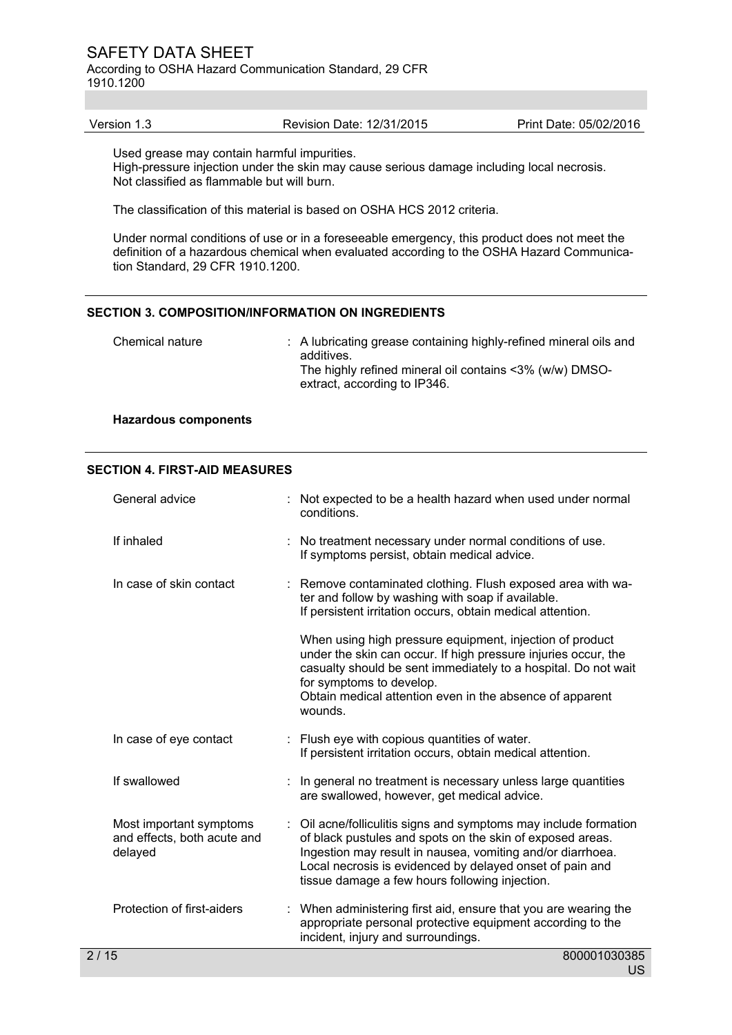Used grease may contain harmful impurities.
High-pressure injection under the skin may cause serious damage including local necrosis.
Not classified as flammable but will burn.

The classification of this material is based on OSHA HCS 2012 criteria.

Under normal conditions of use or in a foreseeable emergency, this product does not meet the definition of a hazardous chemical when evaluated according to the OSHA Hazard Communication Standard, 29 CFR 1910.1200.

## SECTION 3. COMPOSITION/INFORMATION ON INGREDIENTS

Chemical nature : A lubricating grease containing highly-refined mineral oils and additives.
The highly refined mineral oil contains <3% (w/w) DMSO-extract, according to IP346.

**Hazardous components**

## SECTION 4. FIRST-AID MEASURES

General advice : Not expected to be a health hazard when used under normal conditions.

If inhaled : No treatment necessary under normal conditions of use.
If symptoms persist, obtain medical advice.

In case of skin contact : Remove contaminated clothing. Flush exposed area with water and follow by washing with soap if available.
If persistent irritation occurs, obtain medical attention.

When using high pressure equipment, injection of product under the skin can occur. If high pressure injuries occur, the casualty should be sent immediately to a hospital. Do not wait for symptoms to develop.
Obtain medical attention even in the absence of apparent wounds.

In case of eye contact : Flush eye with copious quantities of water.
If persistent irritation occurs, obtain medical attention.

If swallowed : In general no treatment is necessary unless large quantities are swallowed, however, get medical advice.

Most important symptoms and effects, both acute and delayed : Oil acne/folliculitis signs and symptoms may include formation of black pustules and spots on the skin of exposed areas.
Ingestion may result in nausea, vomiting and/or diarrhoea.
Local necrosis is evidenced by delayed onset of pain and tissue damage a few hours following injection.

Protection of first-aiders : When administering first aid, ensure that you are wearing the appropriate personal protective equipment according to the incident, injury and surroundings.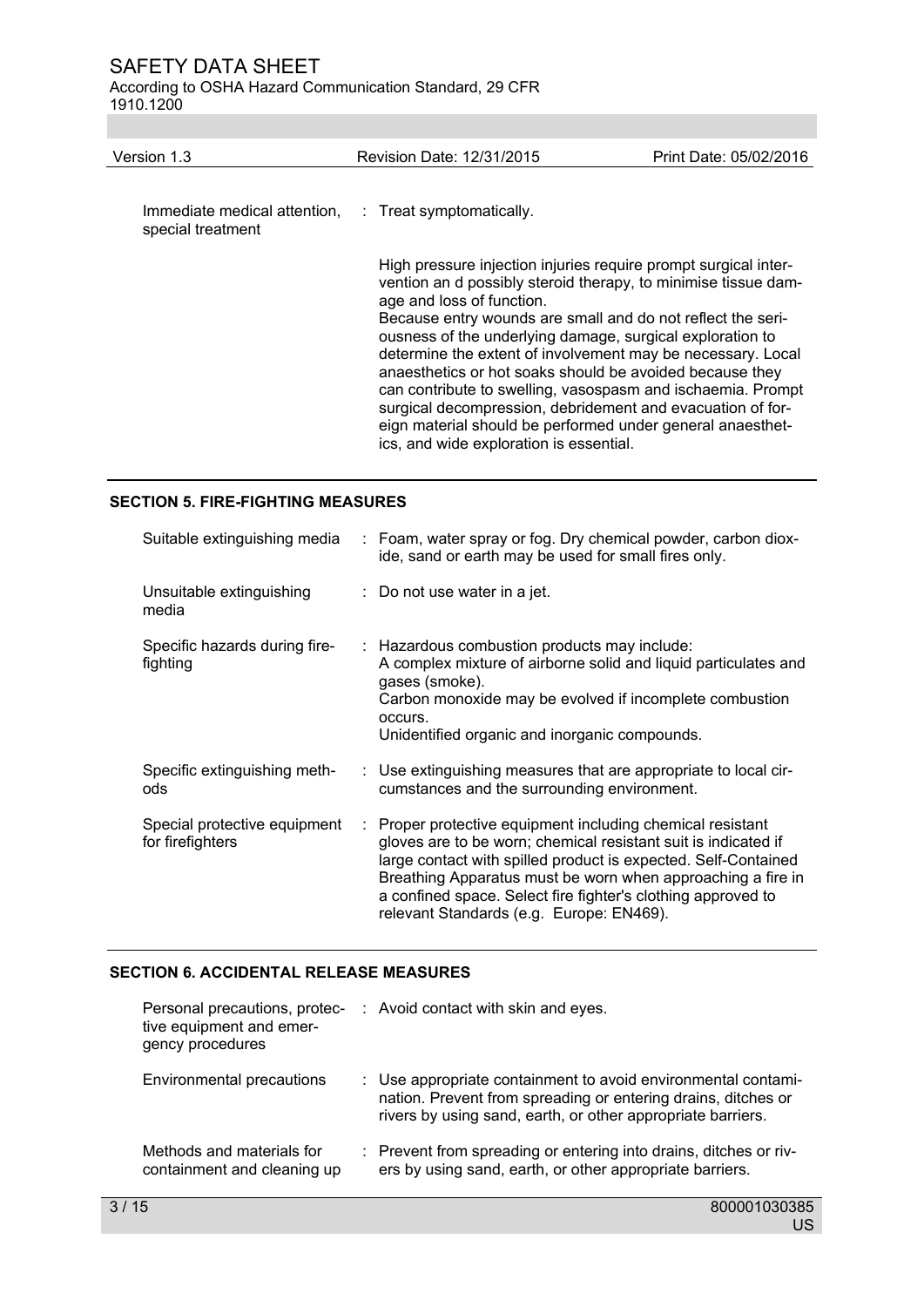| | |
|---|---|
| Immediate medical attention, special treatment | : Treat symptomatically. |
| | High pressure injection injuries require prompt surgical intervention an d possibly steroid therapy, to minimise tissue damage and loss of function.<br>Because entry wounds are small and do not reflect the seriousness of the underlying damage, surgical exploration to determine the extent of involvement may be necessary. Local anaesthetics or hot soaks should be avoided because they can contribute to swelling, vasospasm and ischaemia. Prompt surgical decompression, debridement and evacuation of foreign material should be performed under general anaesthetics, and wide exploration is essential. |

## SECTION 5. FIRE-FIGHTING MEASURES

| | |
|---|---|
| Suitable extinguishing media | : Foam, water spray or fog. Dry chemical powder, carbon dioxide, sand or earth may be used for small fires only. |
| Unsuitable extinguishing media | : Do not use water in a jet. |
| Specific hazards during firefighting | : Hazardous combustion products may include:<br>A complex mixture of airborne solid and liquid particulates and gases (smoke).<br>Carbon monoxide may be evolved if incomplete combustion occurs.<br>Unidentified organic and inorganic compounds. |
| Specific extinguishing methods | : Use extinguishing measures that are appropriate to local circumstances and the surrounding environment. |
| Special protective equipment for firefighters | : Proper protective equipment including chemical resistant gloves are to be worn; chemical resistant suit is indicated if large contact with spilled product is expected. Self-Contained Breathing Apparatus must be worn when approaching a fire in a confined space. Select fire fighter's clothing approved to relevant Standards (e.g. Europe: EN469). |

## SECTION 6. ACCIDENTAL RELEASE MEASURES

| | |
|---|---|
| Personal precautions, protective equipment and emergency procedures | : Avoid contact with skin and eyes. |
| Environmental precautions | : Use appropriate containment to avoid environmental contamination. Prevent from spreading or entering drains, ditches or rivers by using sand, earth, or other appropriate barriers. |
| Methods and materials for containment and cleaning up | : Prevent from spreading or entering into drains, ditches or rivers by using sand, earth, or other appropriate barriers. |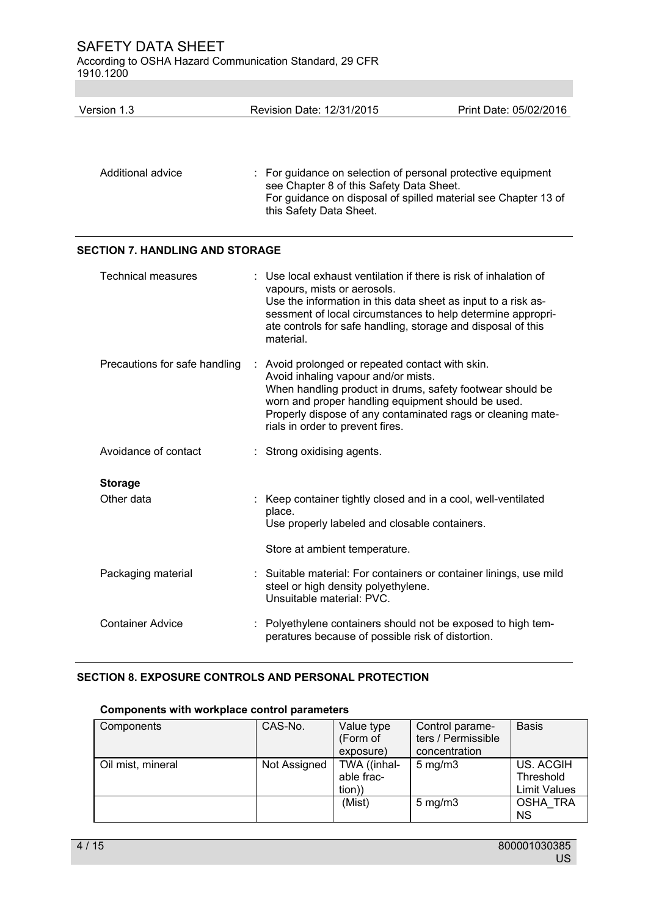| | |
|---|---|
| Additional advice | : For guidance on selection of personal protective equipment see Chapter 8 of this Safety Data Sheet. For guidance on disposal of spilled material see Chapter 13 of this Safety Data Sheet. |

## SECTION 7. HANDLING AND STORAGE

| | |
|---|---|
| Technical measures | : Use local exhaust ventilation if there is risk of inhalation of vapours, mists or aerosols. Use the information in this data sheet as input to a risk assessment of local circumstances to help determine appropriate controls for safe handling, storage and disposal of this material. |
| Precautions for safe handling | : Avoid prolonged or repeated contact with skin. Avoid inhaling vapour and/or mists. When handling product in drums, safety footwear should be worn and proper handling equipment should be used. Properly dispose of any contaminated rags or cleaning materials in order to prevent fires. |
| Avoidance of contact | : Strong oxidising agents. |

**Storage**

| | |
|---|---|
| Other data | : Keep container tightly closed and in a cool, well-ventilated place. Use properly labeled and closable containers.<br><br>Store at ambient temperature. |
| Packaging material | : Suitable material: For containers or container linings, use mild steel or high density polyethylene. Unsuitable material: PVC. |
| Container Advice | : Polyethylene containers should not be exposed to high temperatures because of possible risk of distortion. |

## SECTION 8. EXPOSURE CONTROLS AND PERSONAL PROTECTION

**Components with workplace control parameters**

| Components | CAS-No. | Value type (Form of exposure) | Control parameters / Permissible concentration | Basis |
|---|---|---|---|---|
| Oil mist, mineral | Not Assigned | TWA ((inhalable fraction)) | 5 mg/m3 | US. ACGIH Threshold Limit Values |
| | | (Mist) | 5 mg/m3 | OSHA_TRANS |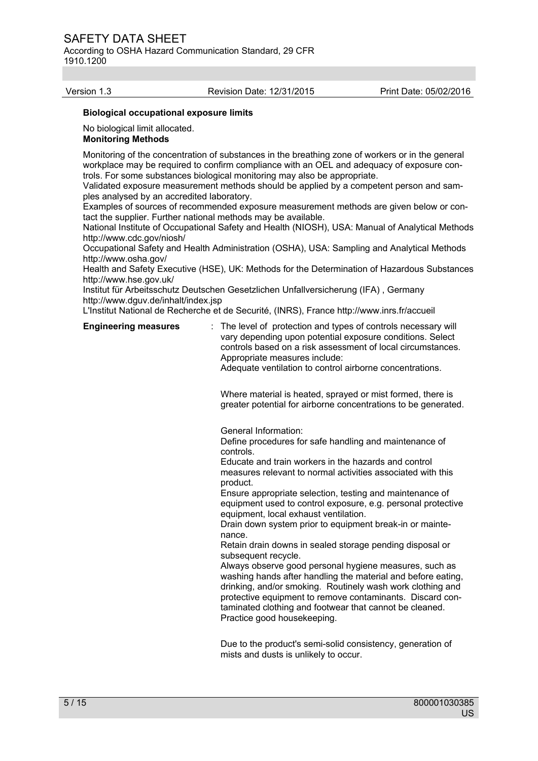**Biological occupational exposure limits**

No biological limit allocated.

**Monitoring Methods**

Monitoring of the concentration of substances in the breathing zone of workers or in the general workplace may be required to confirm compliance with an OEL and adequacy of exposure controls. For some substances biological monitoring may also be appropriate.
Validated exposure measurement methods should be applied by a competent person and samples analysed by an accredited laboratory.
Examples of sources of recommended exposure measurement methods are given below or contact the supplier. Further national methods may be available.
National Institute of Occupational Safety and Health (NIOSH), USA: Manual of Analytical Methods http://www.cdc.gov/niosh/
Occupational Safety and Health Administration (OSHA), USA: Sampling and Analytical Methods http://www.osha.gov/
Health and Safety Executive (HSE), UK: Methods for the Determination of Hazardous Substances http://www.hse.gov.uk/
Institut für Arbeitsschutz Deutschen Gesetzlichen Unfallversicherung (IFA) , Germany http://www.dguv.de/inhalt/index.jsp
L'Institut National de Recherche et de Securité, (INRS), France http://www.inrs.fr/accueil

**Engineering measures** : The level of protection and types of controls necessary will vary depending upon potential exposure conditions. Select controls based on a risk assessment of local circumstances. Appropriate measures include:
Adequate ventilation to control airborne concentrations.

Where material is heated, sprayed or mist formed, there is greater potential for airborne concentrations to be generated.

General Information:
Define procedures for safe handling and maintenance of controls.
Educate and train workers in the hazards and control measures relevant to normal activities associated with this product.
Ensure appropriate selection, testing and maintenance of equipment used to control exposure, e.g. personal protective equipment, local exhaust ventilation.
Drain down system prior to equipment break-in or maintenance.
Retain drain downs in sealed storage pending disposal or subsequent recycle.
Always observe good personal hygiene measures, such as washing hands after handling the material and before eating, drinking, and/or smoking. Routinely wash work clothing and protective equipment to remove contaminants. Discard contaminated clothing and footwear that cannot be cleaned.
Practice good housekeeping.

Due to the product's semi-solid consistency, generation of mists and dusts is unlikely to occur.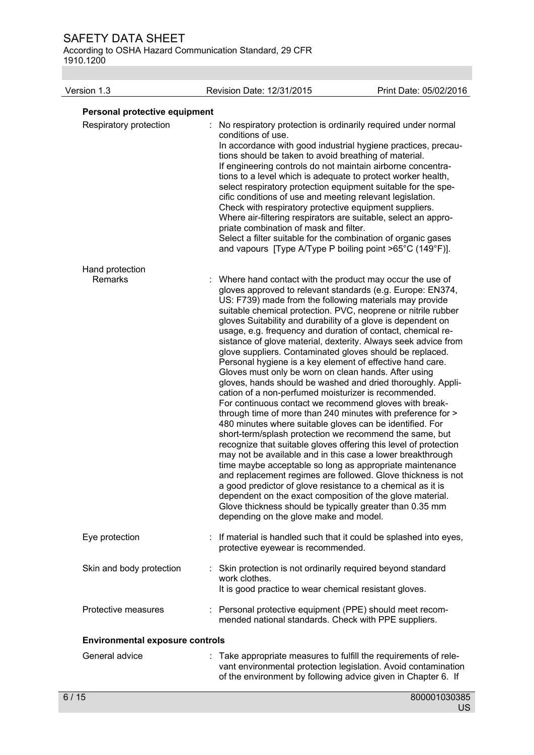**Personal protective equipment**

| | |
|---|---|
| Respiratory protection | : No respiratory protection is ordinarily required under normal conditions of use. In accordance with good industrial hygiene practices, precautions should be taken to avoid breathing of material. If engineering controls do not maintain airborne concentrations to a level which is adequate to protect worker health, select respiratory protection equipment suitable for the specific conditions of use and meeting relevant legislation. Check with respiratory protective equipment suppliers. Where air-filtering respirators are suitable, select an appropriate combination of mask and filter. Select a filter suitable for the combination of organic gases and vapours [Type A/Type P boiling point >65°C (149°F)]. |
| Hand protection | |
| Remarks | : Where hand contact with the product may occur the use of gloves approved to relevant standards (e.g. Europe: EN374, US: F739) made from the following materials may provide suitable chemical protection. PVC, neoprene or nitrile rubber gloves Suitability and durability of a glove is dependent on usage, e.g. frequency and duration of contact, chemical resistance of glove material, dexterity. Always seek advice from glove suppliers. Contaminated gloves should be replaced. Personal hygiene is a key element of effective hand care. Gloves must only be worn on clean hands. After using gloves, hands should be washed and dried thoroughly. Application of a non-perfumed moisturizer is recommended. For continuous contact we recommend gloves with breakthrough time of more than 240 minutes with preference for > 480 minutes where suitable gloves can be identified. For short-term/splash protection we recommend the same, but recognize that suitable gloves offering this level of protection may not be available and in this case a lower breakthrough time maybe acceptable so long as appropriate maintenance and replacement regimes are followed. Glove thickness is not a good predictor of glove resistance to a chemical as it is dependent on the exact composition of the glove material. Glove thickness should be typically greater than 0.35 mm depending on the glove make and model. |
| Eye protection | : If material is handled such that it could be splashed into eyes, protective eyewear is recommended. |
| Skin and body protection | : Skin protection is not ordinarily required beyond standard work clothes. It is good practice to wear chemical resistant gloves. |
| Protective measures | : Personal protective equipment (PPE) should meet recommended national standards. Check with PPE suppliers. |

**Environmental exposure controls**

| | |
|---|---|
| General advice | : Take appropriate measures to fulfill the requirements of relevant environmental protection legislation. Avoid contamination of the environment by following advice given in Chapter 6. If |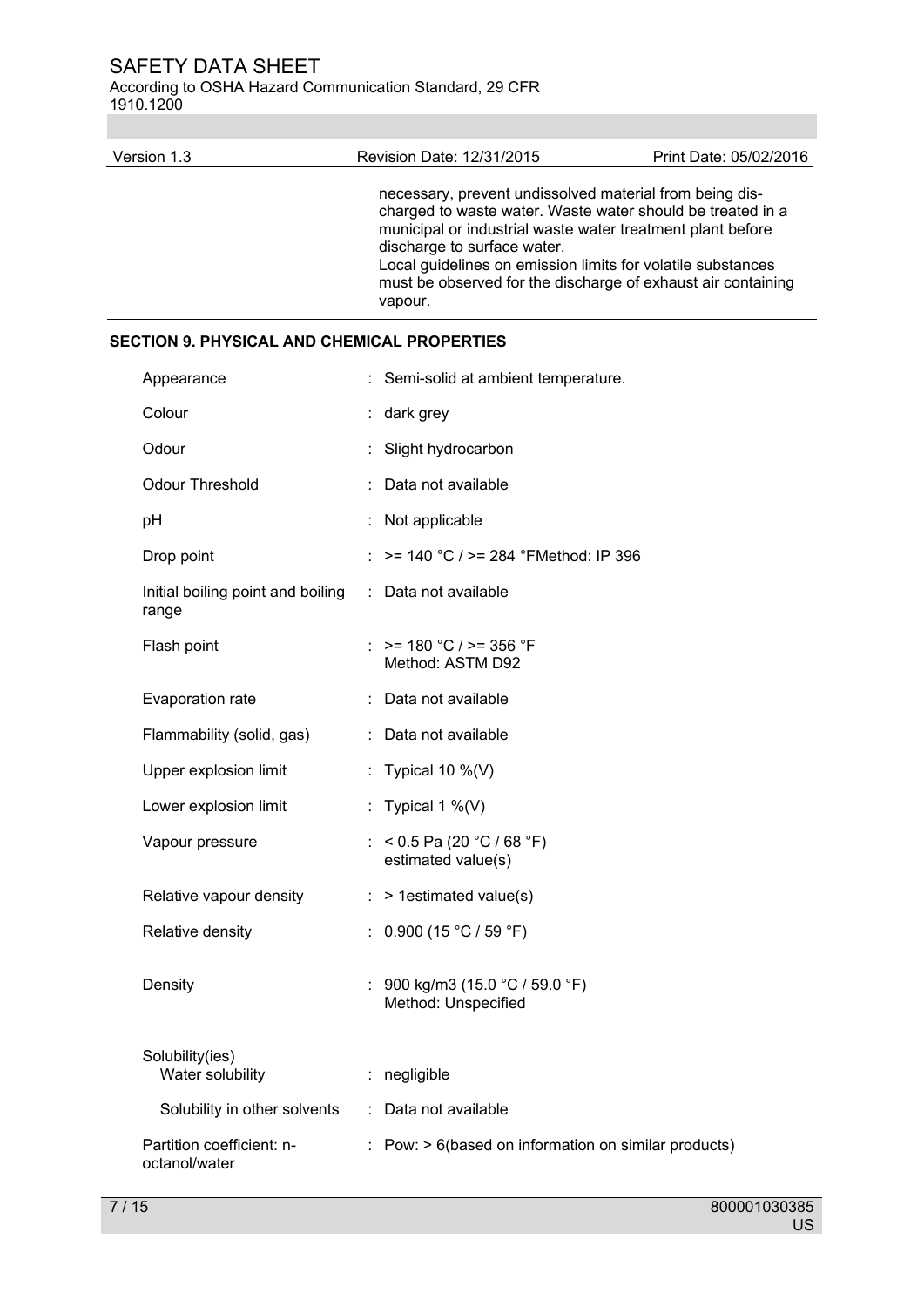necessary, prevent undissolved material from being discharged to waste water. Waste water should be treated in a municipal or industrial waste water treatment plant before discharge to surface water.
Local guidelines on emission limits for volatile substances must be observed for the discharge of exhaust air containing vapour.

## SECTION 9. PHYSICAL AND CHEMICAL PROPERTIES

| Property | Value |
|---|---|
| Appearance | : Semi-solid at ambient temperature. |
| Colour | : dark grey |
| Odour | : Slight hydrocarbon |
| Odour Threshold | : Data not available |
| pH | : Not applicable |
| Drop point | : >= 140 °C / >= 284 °FMethod: IP 396 |
| Initial boiling point and boiling range | : Data not available |
| Flash point | : >= 180 °C / >= 356 °F Method: ASTM D92 |
| Evaporation rate | : Data not available |
| Flammability (solid, gas) | : Data not available |
| Upper explosion limit | : Typical 10 %(V) |
| Lower explosion limit | : Typical 1 %(V) |
| Vapour pressure | : < 0.5 Pa (20 °C / 68 °F) estimated value(s) |
| Relative vapour density | : > 1estimated value(s) |
| Relative density | : 0.900 (15 °C / 59 °F) |
| Density | : 900 kg/m3 (15.0 °C / 59.0 °F) Method: Unspecified |
| Solubility(ies) | |
| Water solubility | : negligible |
| Solubility in other solvents | : Data not available |
| Partition coefficient: n-octanol/water | : Pow: > 6(based on information on similar products) |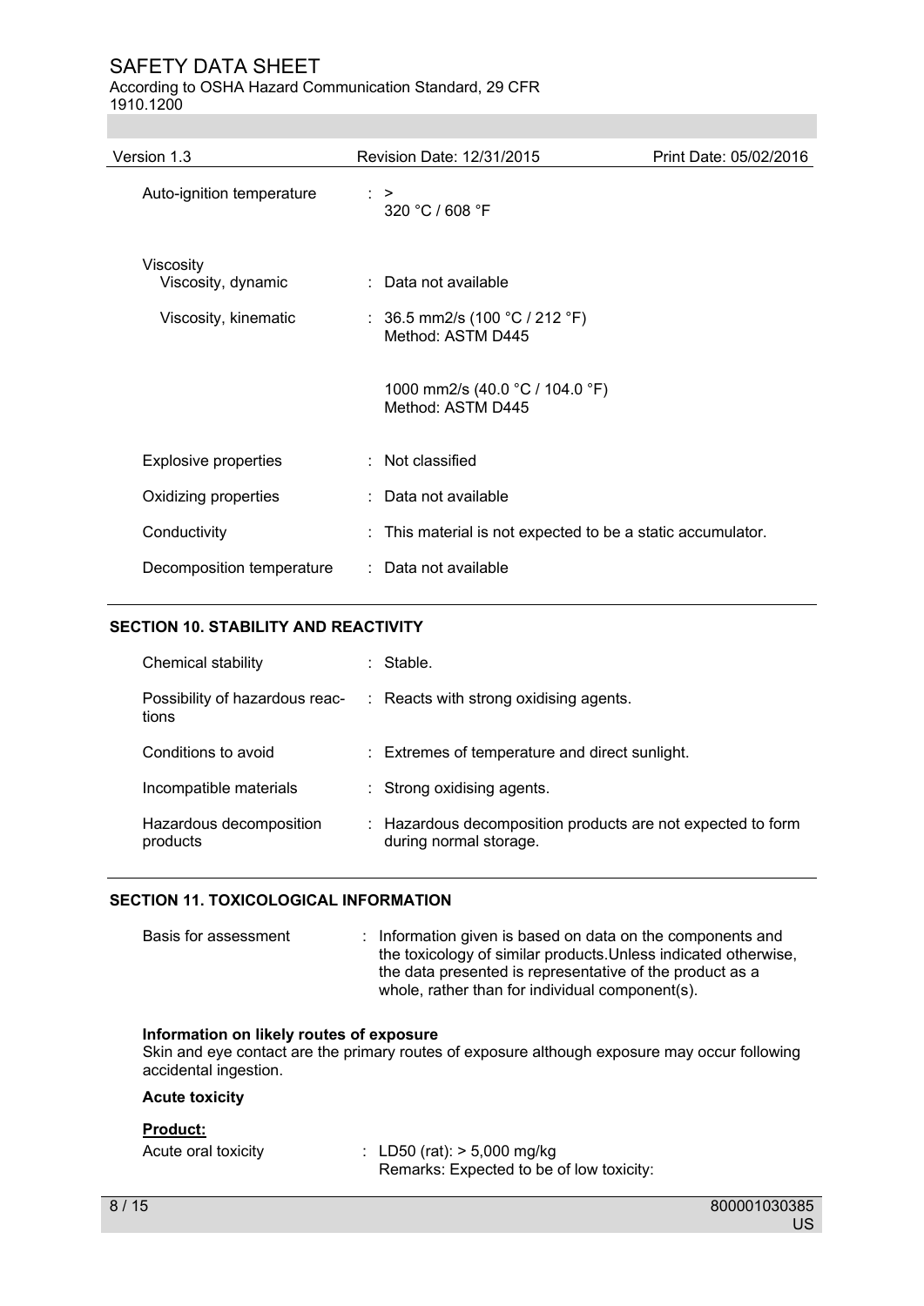| | | |
|---|---|---|
| Auto-ignition temperature | : | > 320 °C / 608 °F |
| Viscosity | | |
| Viscosity, dynamic | : | Data not available |
| Viscosity, kinematic | : | 36.5 mm2/s (100 °C / 212 °F) Method: ASTM D445 |
| | | 1000 mm2/s (40.0 °C / 104.0 °F) Method: ASTM D445 |
| Explosive properties | : | Not classified |
| Oxidizing properties | : | Data not available |
| Conductivity | : | This material is not expected to be a static accumulator. |
| Decomposition temperature | : | Data not available |

## SECTION 10. STABILITY AND REACTIVITY

| | | |
|---|---|---|
| Chemical stability | : | Stable. |
| Possibility of hazardous reactions | : | Reacts with strong oxidising agents. |
| Conditions to avoid | : | Extremes of temperature and direct sunlight. |
| Incompatible materials | : | Strong oxidising agents. |
| Hazardous decomposition products | : | Hazardous decomposition products are not expected to form during normal storage. |

## SECTION 11. TOXICOLOGICAL INFORMATION

| | | |
|---|---|---|
| Basis for assessment | : | Information given is based on data on the components and the toxicology of similar products.Unless indicated otherwise, the data presented is representative of the product as a whole, rather than for individual component(s). |

**Information on likely routes of exposure**

Skin and eye contact are the primary routes of exposure although exposure may occur following accidental ingestion.

**Acute toxicity**

**Product:**

| | | |
|---|---|---|
| Acute oral toxicity | : | LD50 (rat): > 5,000 mg/kg<br>Remarks: Expected to be of low toxicity: |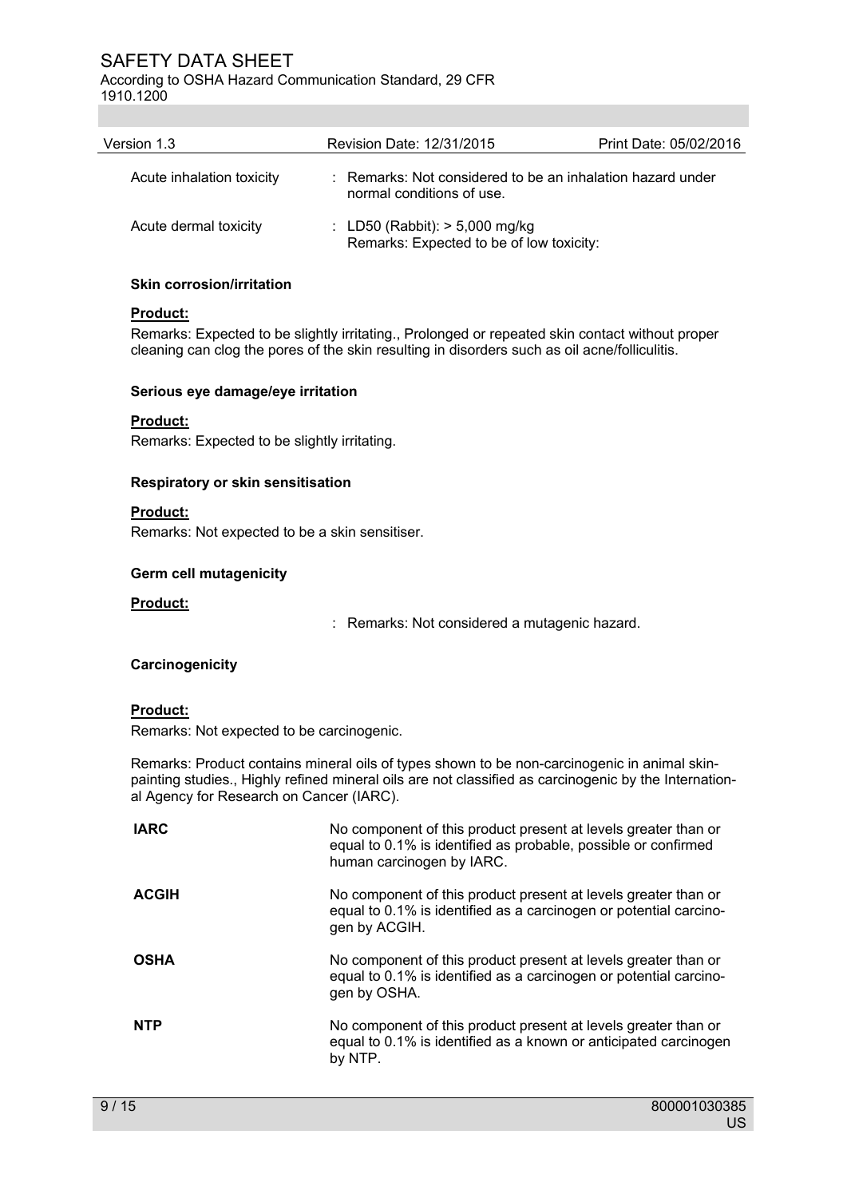| | |
|---|---|
| Acute inhalation toxicity | : Remarks: Not considered to be an inhalation hazard under normal conditions of use. |
| Acute dermal toxicity | : LD50 (Rabbit): > 5,000 mg/kg<br>Remarks: Expected to be of low toxicity: |

**Skin corrosion/irritation**

**Product:**

Remarks: Expected to be slightly irritating., Prolonged or repeated skin contact without proper cleaning can clog the pores of the skin resulting in disorders such as oil acne/folliculitis.

**Serious eye damage/eye irritation**

**Product:**

Remarks: Expected to be slightly irritating.

**Respiratory or skin sensitisation**

**Product:**

Remarks: Not expected to be a skin sensitiser.

**Germ cell mutagenicity**

**Product:**

: Remarks: Not considered a mutagenic hazard.

**Carcinogenicity**

**Product:**

Remarks: Not expected to be carcinogenic.

Remarks: Product contains mineral oils of types shown to be non-carcinogenic in animal skin-painting studies., Highly refined mineral oils are not classified as carcinogenic by the International Agency for Research on Cancer (IARC).

| | |
|---|---|
| **IARC** | No component of this product present at levels greater than or equal to 0.1% is identified as probable, possible or confirmed human carcinogen by IARC. |
| **ACGIH** | No component of this product present at levels greater than or equal to 0.1% is identified as a carcinogen or potential carcinogen by ACGIH. |
| **OSHA** | No component of this product present at levels greater than or equal to 0.1% is identified as a carcinogen or potential carcinogen by OSHA. |
| **NTP** | No component of this product present at levels greater than or equal to 0.1% is identified as a known or anticipated carcinogen by NTP. |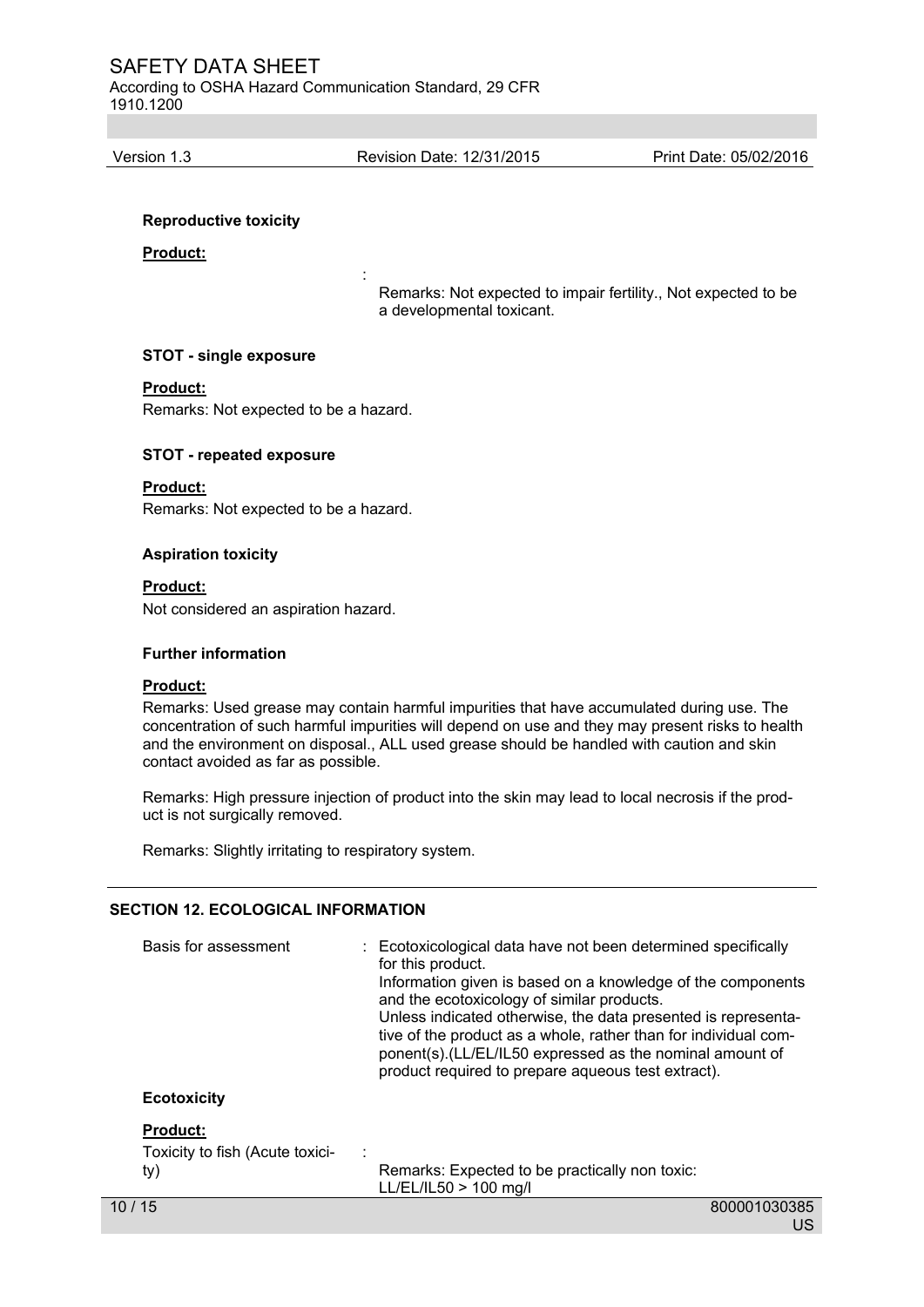**Reproductive toxicity**

**Product:**

: Remarks: Not expected to impair fertility., Not expected to be a developmental toxicant.

**STOT - single exposure**

**Product:**

Remarks: Not expected to be a hazard.

**STOT - repeated exposure**

**Product:**

Remarks: Not expected to be a hazard.

**Aspiration toxicity**

**Product:**

Not considered an aspiration hazard.

**Further information**

**Product:**

Remarks: Used grease may contain harmful impurities that have accumulated during use. The concentration of such harmful impurities will depend on use and they may present risks to health and the environment on disposal., ALL used grease should be handled with caution and skin contact avoided as far as possible.

Remarks: High pressure injection of product into the skin may lead to local necrosis if the product is not surgically removed.

Remarks: Slightly irritating to respiratory system.

## SECTION 12. ECOLOGICAL INFORMATION

Basis for assessment : Ecotoxicological data have not been determined specifically for this product.
Information given is based on a knowledge of the components and the ecotoxicology of similar products.
Unless indicated otherwise, the data presented is representative of the product as a whole, rather than for individual component(s).(LL/EL/IL50 expressed as the nominal amount of product required to prepare aqueous test extract).

**Ecotoxicity**

**Product:**

Toxicity to fish (Acute toxicity) : Remarks: Expected to be practically non toxic:
LL/EL/IL50 > 100 mg/l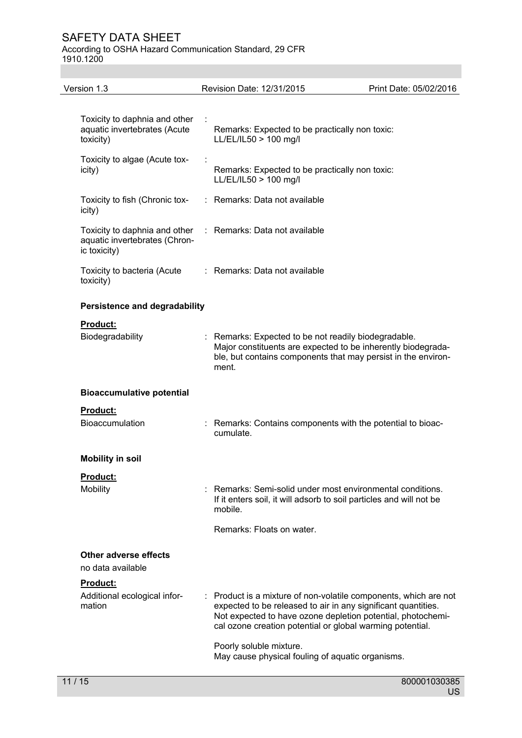| | | |
|---|---|---|
| Toxicity to daphnia and other aquatic invertebrates (Acute toxicity) | : | Remarks: Expected to be practically non toxic: LL/EL/IL50 > 100 mg/l |
| Toxicity to algae (Acute toxicity) | : | Remarks: Expected to be practically non toxic: LL/EL/IL50 > 100 mg/l |
| Toxicity to fish (Chronic toxicity) | : | Remarks: Data not available |
| Toxicity to daphnia and other aquatic invertebrates (Chronic toxicity) | : | Remarks: Data not available |
| Toxicity to bacteria (Acute toxicity) | : | Remarks: Data not available |

**Persistence and degradability**

**Product:**

Biodegradability : Remarks: Expected to be not readily biodegradable. Major constituents are expected to be inherently biodegradable, but contains components that may persist in the environment.

**Bioaccumulative potential**

**Product:**

Bioaccumulation : Remarks: Contains components with the potential to bioaccumulate.

**Mobility in soil**

**Product:**

Mobility : Remarks: Semi-solid under most environmental conditions. If it enters soil, it will adsorb to soil particles and will not be mobile.

Remarks: Floats on water.

**Other adverse effects**

no data available

**Product:**

Additional ecological information : Product is a mixture of non-volatile components, which are not expected to be released to air in any significant quantities. Not expected to have ozone depletion potential, photochemical ozone creation potential or global warming potential.

Poorly soluble mixture.
May cause physical fouling of aquatic organisms.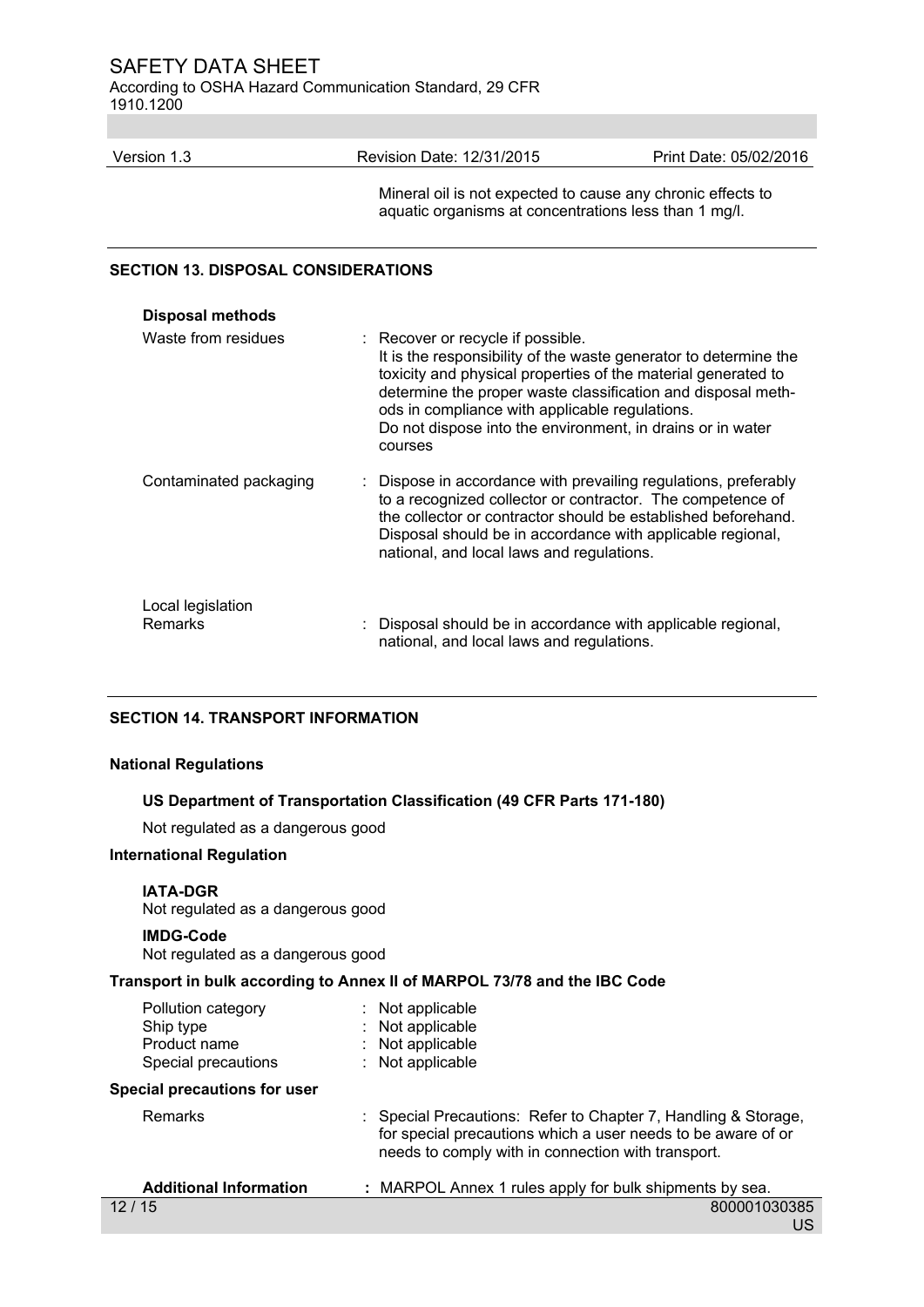Mineral oil is not expected to cause any chronic effects to aquatic organisms at concentrations less than 1 mg/l.

## SECTION 13. DISPOSAL CONSIDERATIONS

**Disposal methods**

| | |
|---|---|
| Waste from residues | : Recover or recycle if possible.<br>It is the responsibility of the waste generator to determine the toxicity and physical properties of the material generated to determine the proper waste classification and disposal methods in compliance with applicable regulations.<br>Do not dispose into the environment, in drains or in water courses |
| Contaminated packaging | : Dispose in accordance with prevailing regulations, preferably to a recognized collector or contractor. The competence of the collector or contractor should be established beforehand. Disposal should be in accordance with applicable regional, national, and local laws and regulations. |

Local legislation

| | |
|---|---|
| Remarks | : Disposal should be in accordance with applicable regional, national, and local laws and regulations. |

## SECTION 14. TRANSPORT INFORMATION

**National Regulations**

**US Department of Transportation Classification (49 CFR Parts 171-180)**

Not regulated as a dangerous good

**International Regulation**

**IATA-DGR**
Not regulated as a dangerous good

**IMDG-Code**
Not regulated as a dangerous good

**Transport in bulk according to Annex II of MARPOL 73/78 and the IBC Code**

| | |
|---|---|
| Pollution category | : Not applicable |
| Ship type | : Not applicable |
| Product name | : Not applicable |
| Special precautions | : Not applicable |

**Special precautions for user**

| | |
|---|---|
| Remarks | : Special Precautions: Refer to Chapter 7, Handling & Storage, for special precautions which a user needs to be aware of or needs to comply with in connection with transport. |
| **Additional Information** | **:** MARPOL Annex 1 rules apply for bulk shipments by sea. |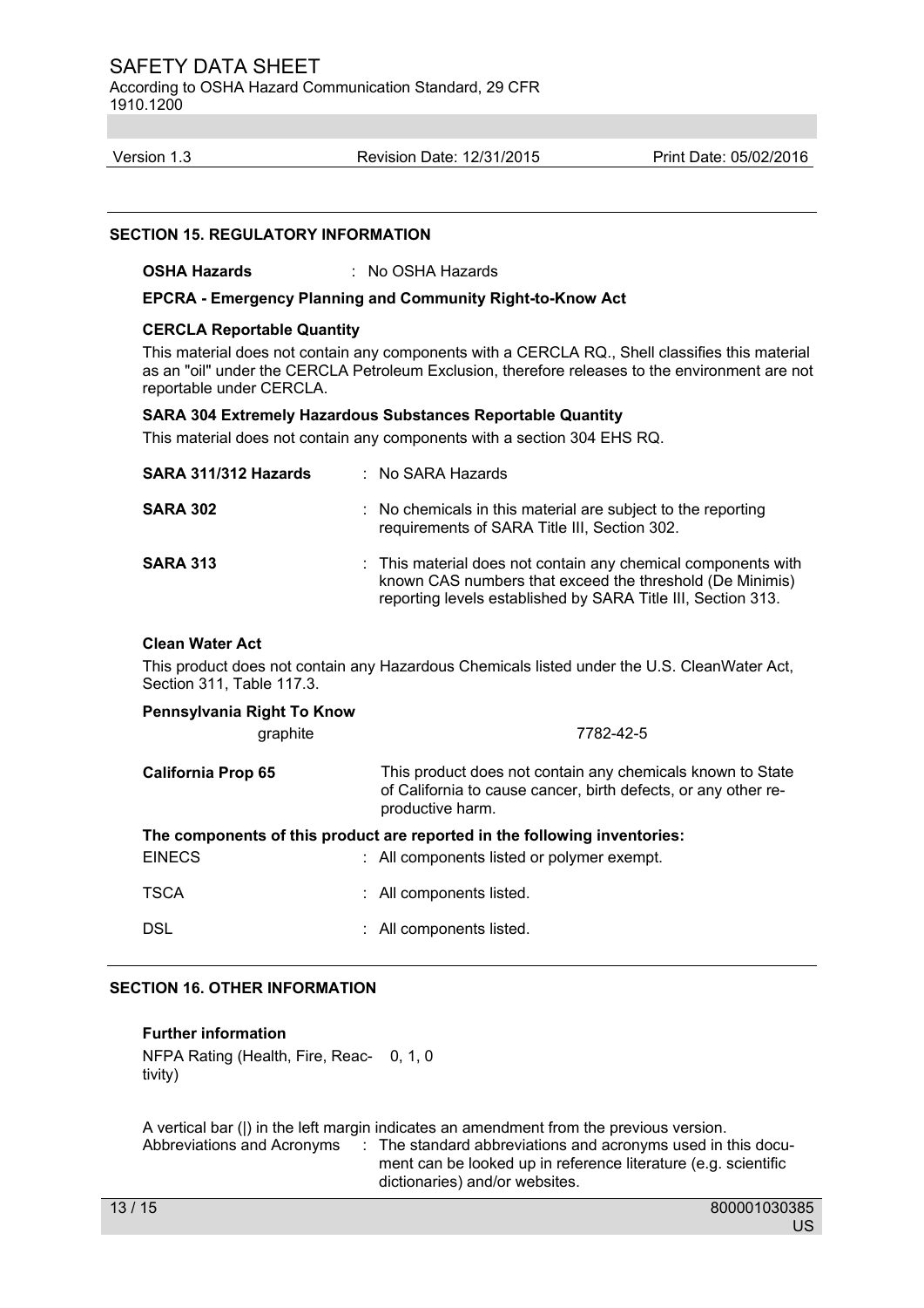## SECTION 15. REGULATORY INFORMATION

**OSHA Hazards** : No OSHA Hazards

**EPCRA - Emergency Planning and Community Right-to-Know Act**

**CERCLA Reportable Quantity**

This material does not contain any components with a CERCLA RQ., Shell classifies this material as an "oil" under the CERCLA Petroleum Exclusion, therefore releases to the environment are not reportable under CERCLA.

**SARA 304 Extremely Hazardous Substances Reportable Quantity**

This material does not contain any components with a section 304 EHS RQ.

**SARA 311/312 Hazards** : No SARA Hazards

**SARA 302** : No chemicals in this material are subject to the reporting requirements of SARA Title III, Section 302.

**SARA 313** : This material does not contain any chemical components with known CAS numbers that exceed the threshold (De Minimis) reporting levels established by SARA Title III, Section 313.

**Clean Water Act**

This product does not contain any Hazardous Chemicals listed under the U.S. CleanWater Act, Section 311, Table 117.3.

**Pennsylvania Right To Know**

graphite 7782-42-5

**California Prop 65** This product does not contain any chemicals known to State of California to cause cancer, birth defects, or any other reproductive harm.

**The components of this product are reported in the following inventories:**

EINECS : All components listed or polymer exempt.

TSCA : All components listed.

DSL : All components listed.

## SECTION 16. OTHER INFORMATION

**Further information**

NFPA Rating (Health, Fire, Reactivity) 0, 1, 0

A vertical bar (|) in the left margin indicates an amendment from the previous version.

Abbreviations and Acronyms : The standard abbreviations and acronyms used in this document can be looked up in reference literature (e.g. scientific dictionaries) and/or websites.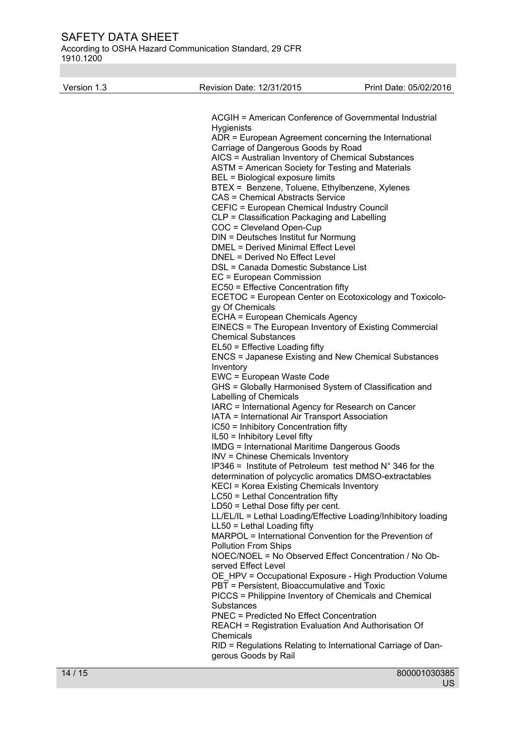ACGIH = American Conference of Governmental Industrial Hygienists
ADR = European Agreement concerning the International Carriage of Dangerous Goods by Road
AICS = Australian Inventory of Chemical Substances
ASTM = American Society for Testing and Materials
BEL = Biological exposure limits
BTEX = Benzene, Toluene, Ethylbenzene, Xylenes
CAS = Chemical Abstracts Service
CEFIC = European Chemical Industry Council
CLP = Classification Packaging and Labelling
COC = Cleveland Open-Cup
DIN = Deutsches Institut fur Normung
DMEL = Derived Minimal Effect Level
DNEL = Derived No Effect Level
DSL = Canada Domestic Substance List
EC = European Commission
EC50 = Effective Concentration fifty
ECETOC = European Center on Ecotoxicology and Toxicology Of Chemicals
ECHA = European Chemicals Agency
EINECS = The European Inventory of Existing Commercial Chemical Substances
EL50 = Effective Loading fifty
ENCS = Japanese Existing and New Chemical Substances Inventory
EWC = European Waste Code
GHS = Globally Harmonised System of Classification and Labelling of Chemicals
IARC = International Agency for Research on Cancer
IATA = International Air Transport Association
IC50 = Inhibitory Concentration fifty
IL50 = Inhibitory Level fifty
IMDG = International Maritime Dangerous Goods
INV = Chinese Chemicals Inventory
IP346 = Institute of Petroleum test method N° 346 for the determination of polycyclic aromatics DMSO-extractables
KECI = Korea Existing Chemicals Inventory
LC50 = Lethal Concentration fifty
LD50 = Lethal Dose fifty per cent.
LL/EL/IL = Lethal Loading/Effective Loading/Inhibitory loading
LL50 = Lethal Loading fifty
MARPOL = International Convention for the Prevention of Pollution From Ships
NOEC/NOEL = No Observed Effect Concentration / No Observed Effect Level
OE_HPV = Occupational Exposure - High Production Volume
PBT = Persistent, Bioaccumulative and Toxic
PICCS = Philippine Inventory of Chemicals and Chemical Substances
PNEC = Predicted No Effect Concentration
REACH = Registration Evaluation And Authorisation Of Chemicals
RID = Regulations Relating to International Carriage of Dangerous Goods by Rail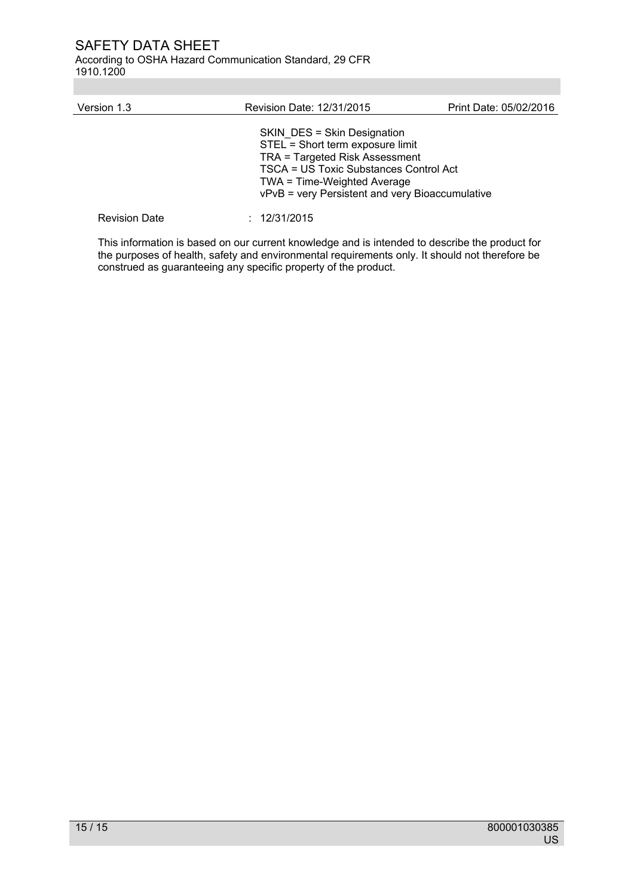SKIN_DES = Skin Designation
STEL = Short term exposure limit
TRA = Targeted Risk Assessment
TSCA = US Toxic Substances Control Act
TWA = Time-Weighted Average
vPvB = very Persistent and very Bioaccumulative

Revision Date : 12/31/2015

This information is based on our current knowledge and is intended to describe the product for the purposes of health, safety and environmental requirements only. It should not therefore be construed as guaranteeing any specific property of the product.